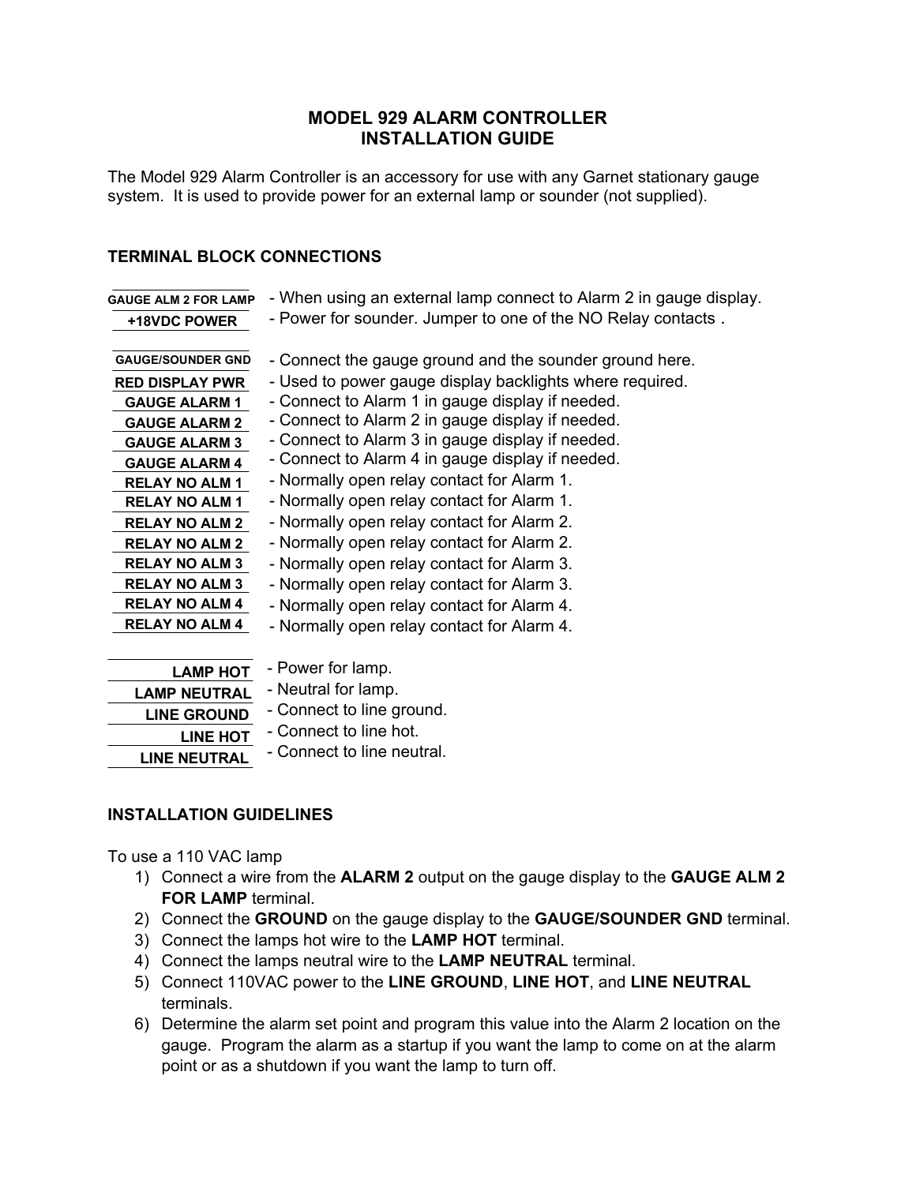# MODEL 929 ALARM CONTROLLER
# INSTALLATION GUIDE

The Model 929 Alarm Controller is an accessory for use with any Garnet stationary gauge system. It is used to provide power for an external lamp or sounder (not supplied).

## TERMINAL BLOCK CONNECTIONS

| Terminal | Description |
|---|---|
| **GAUGE ALM 2 FOR LAMP** | - When using an external lamp connect to Alarm 2 in gauge display. |
| **+18VDC POWER** | - Power for sounder. Jumper to one of the NO Relay contacts . |
| | |
| **GAUGE/SOUNDER GND** | - Connect the gauge ground and the sounder ground here. |
| **RED DISPLAY PWR** | - Used to power gauge display backlights where required. |
| **GAUGE ALARM 1** | - Connect to Alarm 1 in gauge display if needed. |
| **GAUGE ALARM 2** | - Connect to Alarm 2 in gauge display if needed. |
| **GAUGE ALARM 3** | - Connect to Alarm 3 in gauge display if needed. |
| **GAUGE ALARM 4** | - Connect to Alarm 4 in gauge display if needed. |
| **RELAY NO ALM 1** | - Normally open relay contact for Alarm 1. |
| **RELAY NO ALM 1** | - Normally open relay contact for Alarm 1. |
| **RELAY NO ALM 2** | - Normally open relay contact for Alarm 2. |
| **RELAY NO ALM 2** | - Normally open relay contact for Alarm 2. |
| **RELAY NO ALM 3** | - Normally open relay contact for Alarm 3. |
| **RELAY NO ALM 3** | - Normally open relay contact for Alarm 3. |
| **RELAY NO ALM 4** | - Normally open relay contact for Alarm 4. |
| **RELAY NO ALM 4** | - Normally open relay contact for Alarm 4. |
| | |
| **LAMP HOT** | - Power for lamp. |
| **LAMP NEUTRAL** | - Neutral for lamp. |
| **LINE GROUND** | - Connect to line ground. |
| **LINE HOT** | - Connect to line hot. |
| **LINE NEUTRAL** | - Connect to line neutral. |

## INSTALLATION GUIDELINES

To use a 110 VAC lamp

1) Connect a wire from the **ALARM 2** output on the gauge display to the **GAUGE ALM 2 FOR LAMP** terminal.
2) Connect the **GROUND** on the gauge display to the **GAUGE/SOUNDER GND** terminal.
3) Connect the lamps hot wire to the **LAMP HOT** terminal.
4) Connect the lamps neutral wire to the **LAMP NEUTRAL** terminal.
5) Connect 110VAC power to the **LINE GROUND**, **LINE HOT**, and **LINE NEUTRAL** terminals.
6) Determine the alarm set point and program this value into the Alarm 2 location on the gauge. Program the alarm as a startup if you want the lamp to come on at the alarm point or as a shutdown if you want the lamp to turn off.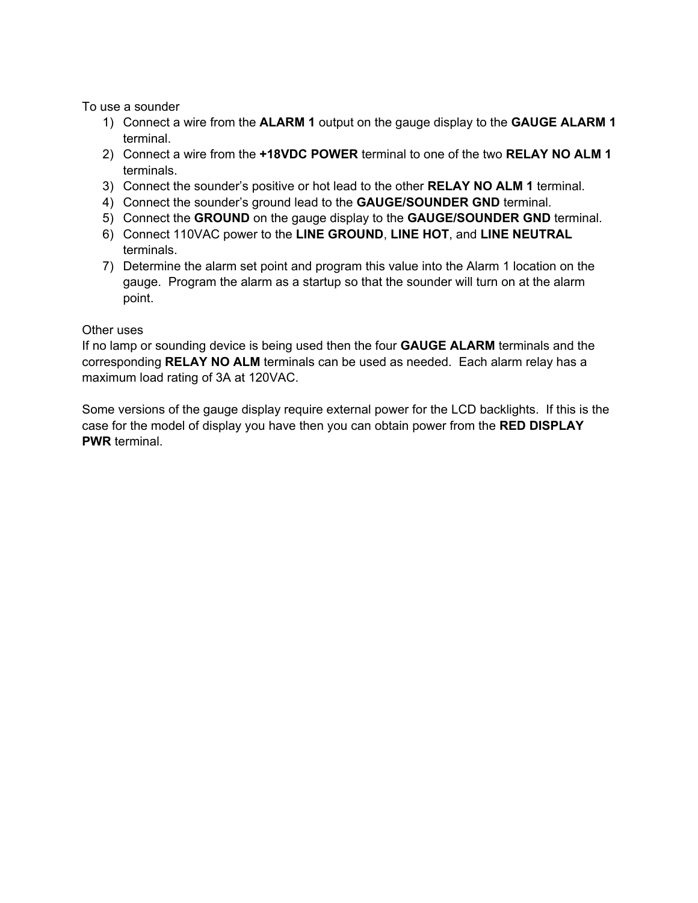To use a sounder

1) Connect a wire from the **ALARM 1** output on the gauge display to the **GAUGE ALARM 1** terminal.
2) Connect a wire from the **+18VDC POWER** terminal to one of the two **RELAY NO ALM 1** terminals.
3) Connect the sounder's positive or hot lead to the other **RELAY NO ALM 1** terminal.
4) Connect the sounder's ground lead to the **GAUGE/SOUNDER GND** terminal.
5) Connect the **GROUND** on the gauge display to the **GAUGE/SOUNDER GND** terminal.
6) Connect 110VAC power to the **LINE GROUND**, **LINE HOT**, and **LINE NEUTRAL** terminals.
7) Determine the alarm set point and program this value into the Alarm 1 location on the gauge. Program the alarm as a startup so that the sounder will turn on at the alarm point.

Other uses

If no lamp or sounding device is being used then the four **GAUGE ALARM** terminals and the corresponding **RELAY NO ALM** terminals can be used as needed. Each alarm relay has a maximum load rating of 3A at 120VAC.

Some versions of the gauge display require external power for the LCD backlights. If this is the case for the model of display you have then you can obtain power from the **RED DISPLAY PWR** terminal.